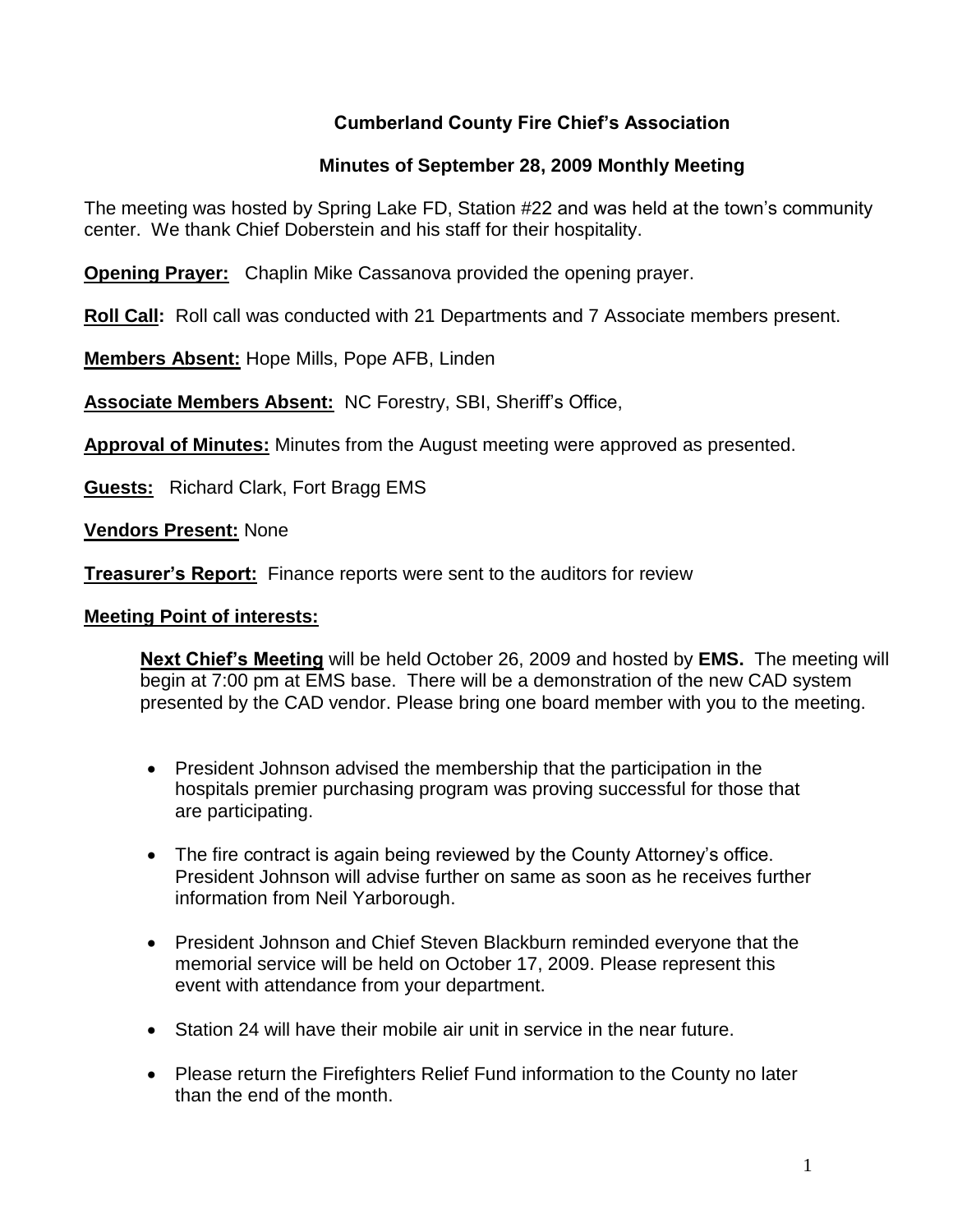# Cumberland County Fire Chief's Association

## Minutes of September 28, 2009 Monthly Meeting

The meeting was hosted by Spring Lake FD, Station #22 and was held at the town's community center. We thank Chief Doberstein and his staff for their hospitality.

**Opening Prayer:** Chaplin Mike Cassanova provided the opening prayer.

**Roll Call:** Roll call was conducted with 21 Departments and 7 Associate members present.

**Members Absent:** Hope Mills, Pope AFB, Linden

**Associate Members Absent:** NC Forestry, SBI, Sheriff's Office,

**Approval of Minutes:** Minutes from the August meeting were approved as presented.

**Guests:** Richard Clark, Fort Bragg EMS

**Vendors Present:** None

**Treasurer's Report:** Finance reports were sent to the auditors for review

**Meeting Point of interests:**

**Next Chief's Meeting** will be held October 26, 2009 and hosted by **EMS.** The meeting will begin at 7:00 pm at EMS base. There will be a demonstration of the new CAD system presented by the CAD vendor. Please bring one board member with you to the meeting.

- President Johnson advised the membership that the participation in the hospitals premier purchasing program was proving successful for those that are participating.
- The fire contract is again being reviewed by the County Attorney's office. President Johnson will advise further on same as soon as he receives further information from Neil Yarborough.
- President Johnson and Chief Steven Blackburn reminded everyone that the memorial service will be held on October 17, 2009. Please represent this event with attendance from your department.
- Station 24 will have their mobile air unit in service in the near future.
- Please return the Firefighters Relief Fund information to the County no later than the end of the month.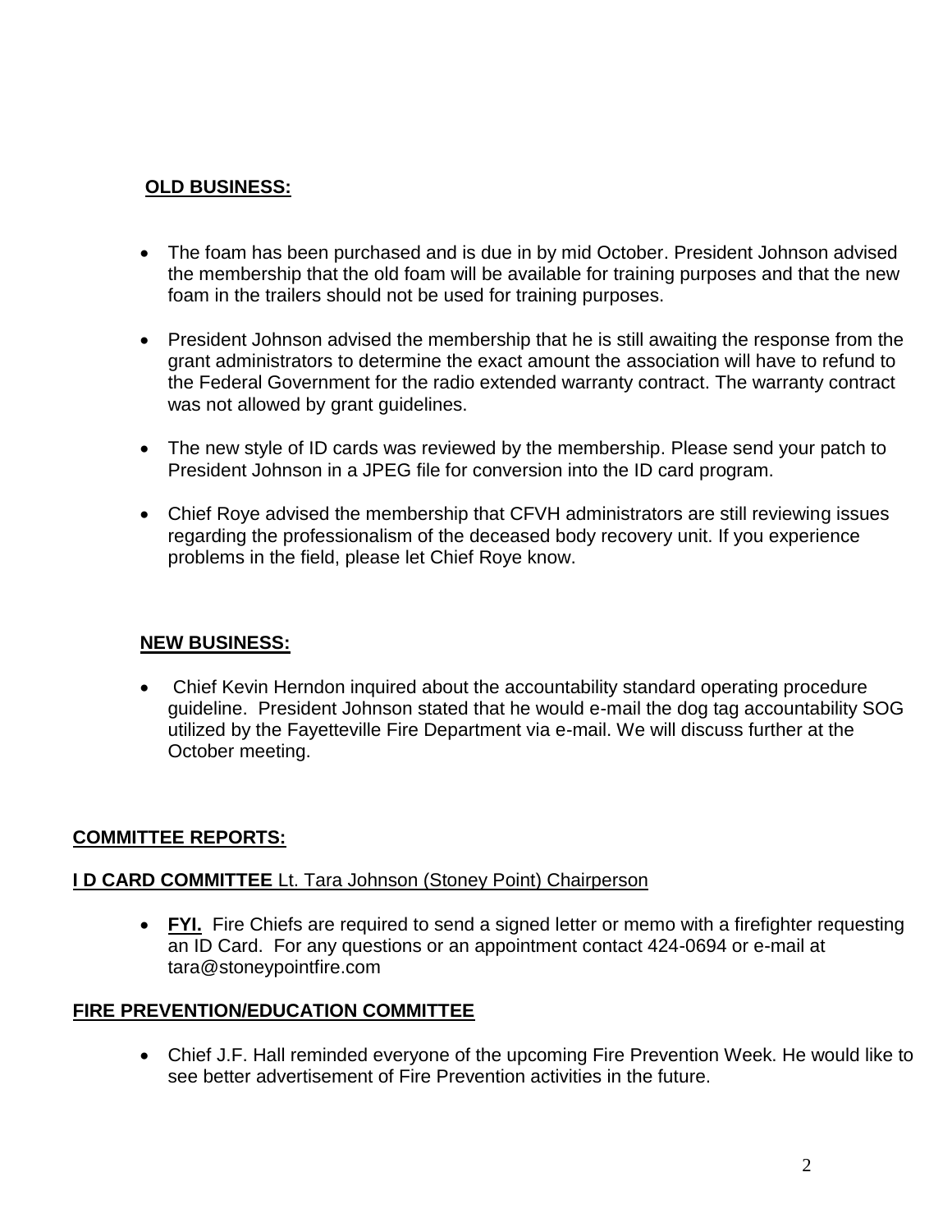## OLD BUSINESS:

- The foam has been purchased and is due in by mid October. President Johnson advised the membership that the old foam will be available for training purposes and that the new foam in the trailers should not be used for training purposes.
- President Johnson advised the membership that he is still awaiting the response from the grant administrators to determine the exact amount the association will have to refund to the Federal Government for the radio extended warranty contract. The warranty contract was not allowed by grant guidelines.
- The new style of ID cards was reviewed by the membership. Please send your patch to President Johnson in a JPEG file for conversion into the ID card program.
- Chief Roye advised the membership that CFVH administrators are still reviewing issues regarding the professionalism of the deceased body recovery unit. If you experience problems in the field, please let Chief Roye know.

## NEW BUSINESS:

- Chief Kevin Herndon inquired about the accountability standard operating procedure guideline. President Johnson stated that he would e-mail the dog tag accountability SOG utilized by the Fayetteville Fire Department via e-mail. We will discuss further at the October meeting.

## COMMITTEE REPORTS:

### I D CARD COMMITTEE Lt. Tara Johnson (Stoney Point) Chairperson

- **FYI.** Fire Chiefs are required to send a signed letter or memo with a firefighter requesting an ID Card. For any questions or an appointment contact 424-0694 or e-mail at tara@stoneypointfire.com

### FIRE PREVENTION/EDUCATION COMMITTEE

- Chief J.F. Hall reminded everyone of the upcoming Fire Prevention Week. He would like to see better advertisement of Fire Prevention activities in the future.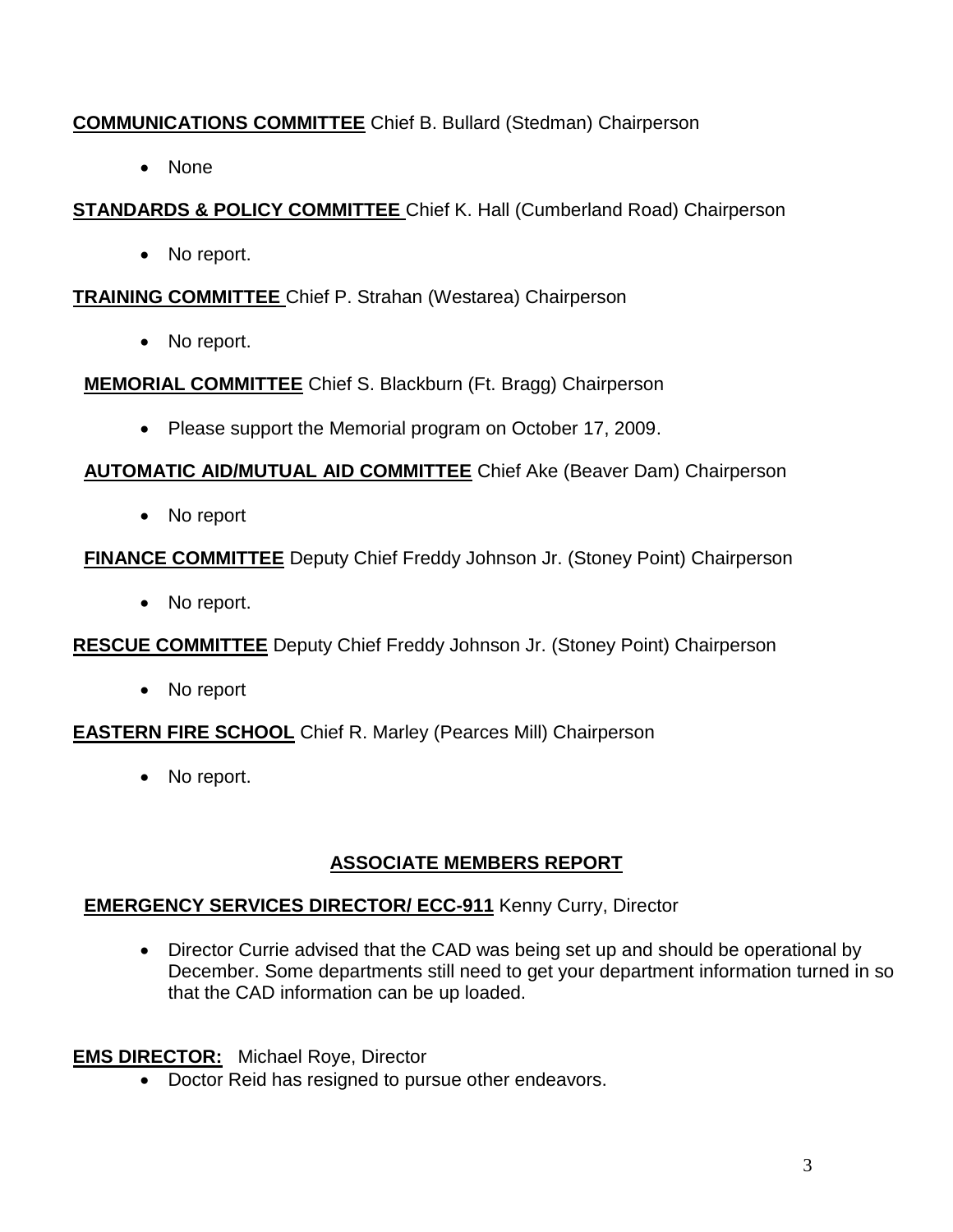**COMMUNICATIONS COMMITTEE** Chief B. Bullard (Stedman) Chairperson

- None

**STANDARDS & POLICY COMMITTEE** Chief K. Hall (Cumberland Road) Chairperson

- No report.

**TRAINING COMMITTEE** Chief P. Strahan (Westarea) Chairperson

- No report.

**MEMORIAL COMMITTEE** Chief S. Blackburn (Ft. Bragg) Chairperson

- Please support the Memorial program on October 17, 2009.

**AUTOMATIC AID/MUTUAL AID COMMITTEE** Chief Ake (Beaver Dam) Chairperson

- No report

**FINANCE COMMITTEE** Deputy Chief Freddy Johnson Jr. (Stoney Point) Chairperson

- No report.

**RESCUE COMMITTEE** Deputy Chief Freddy Johnson Jr. (Stoney Point) Chairperson

- No report

**EASTERN FIRE SCHOOL** Chief R. Marley (Pearces Mill) Chairperson

- No report.

## ASSOCIATE MEMBERS REPORT

**EMERGENCY SERVICES DIRECTOR/ ECC-911** Kenny Curry, Director

- Director Currie advised that the CAD was being set up and should be operational by December. Some departments still need to get your department information turned in so that the CAD information can be up loaded.

**EMS DIRECTOR:** Michael Roye, Director

- Doctor Reid has resigned to pursue other endeavors.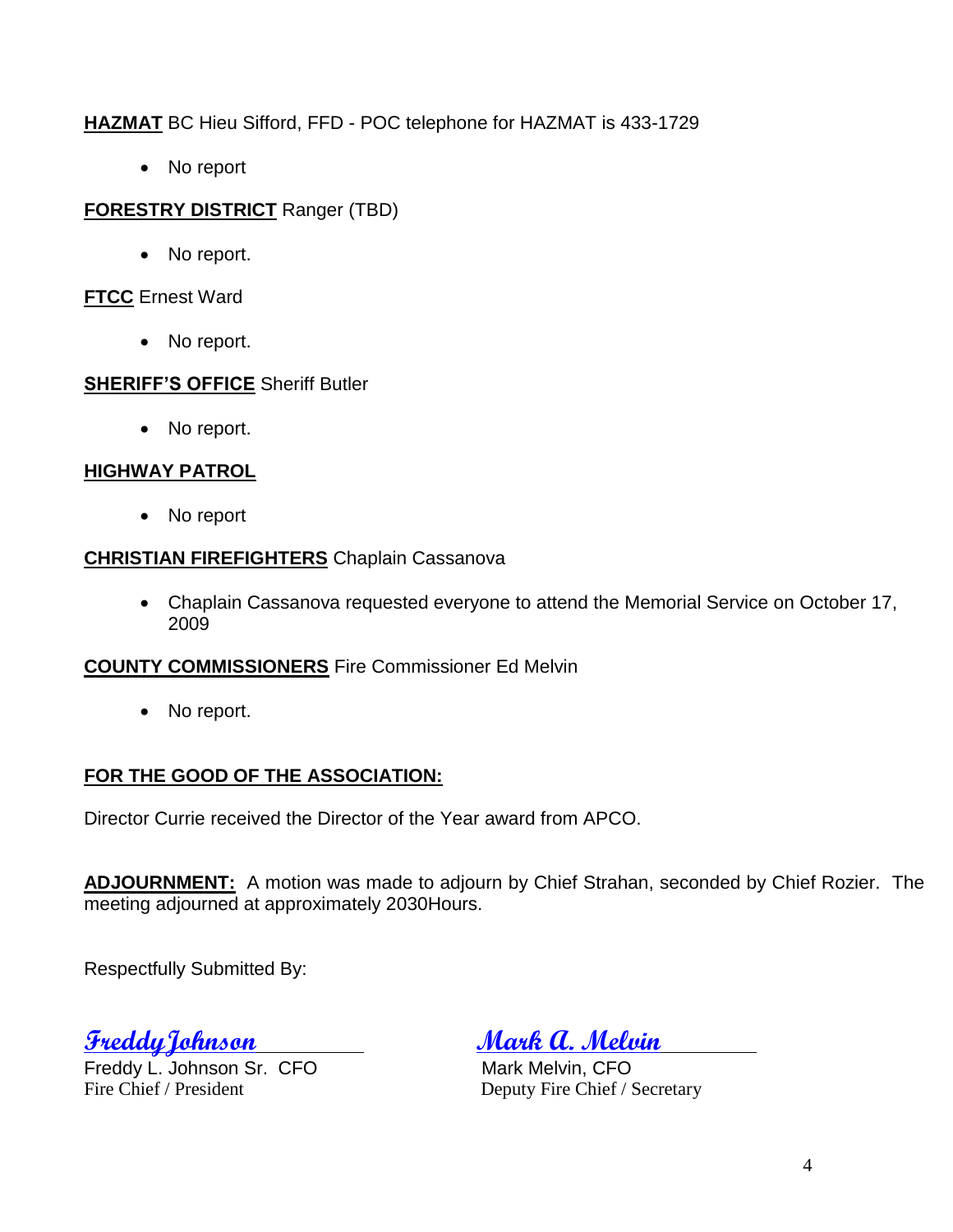**HAZMAT** BC Hieu Sifford, FFD - POC telephone for HAZMAT is 433-1729

- No report

**FORESTRY DISTRICT** Ranger (TBD)

- No report.

**FTCC** Ernest Ward

- No report.

**SHERIFF'S OFFICE** Sheriff Butler

- No report.

**HIGHWAY PATROL**

- No report

**CHRISTIAN FIREFIGHTERS** Chaplain Cassanova

- Chaplain Cassanova requested everyone to attend the Memorial Service on October 17, 2009

**COUNTY COMMISSIONERS** Fire Commissioner Ed Melvin

- No report.

**FOR THE GOOD OF THE ASSOCIATION:**

Director Currie received the Director of the Year award from APCO.

**ADJOURNMENT:** A motion was made to adjourn by Chief Strahan, seconded by Chief Rozier. The meeting adjourned at approximately 2030Hours.

Respectfully Submitted By:

| | |
|---|---|
| *Freddy Johnson* | *Mark A. Melvin* |
| Freddy L. Johnson Sr. CFO | Mark Melvin, CFO |
| Fire Chief / President | Deputy Fire Chief / Secretary |